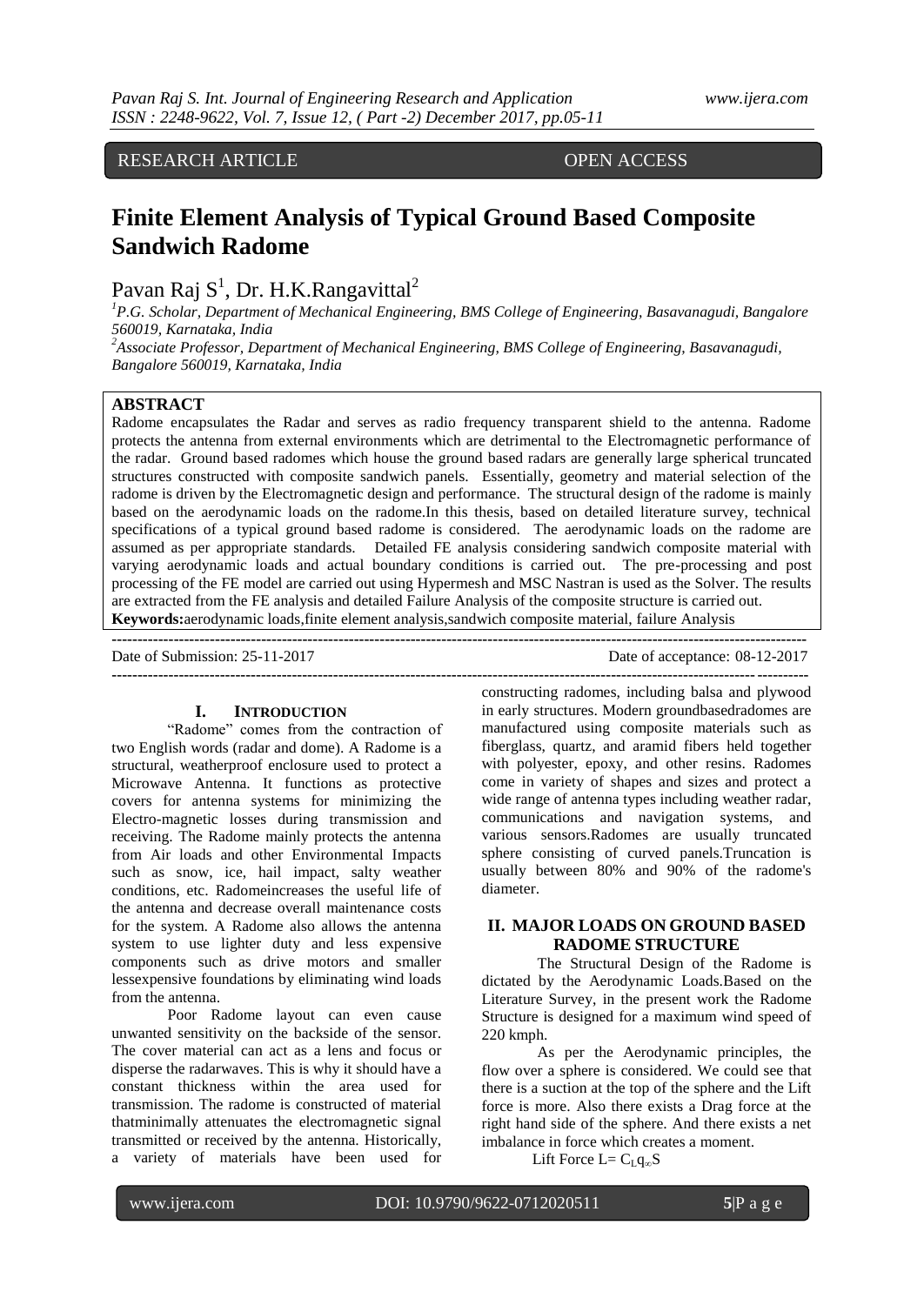RESEARCH ARTICLE OPEN ACCESS

# Finite Element Analysis of Typical Ground Based Composite Sandwich Radome

Pavan Raj S[1], Dr. H.K.Rangavittal[2]

[1]P.G. Scholar, Department of Mechanical Engineering, BMS College of Engineering, Basavanagudi, Bangalore 560019, Karnataka, India

[2]Associate Professor, Department of Mechanical Engineering, BMS College of Engineering, Basavanagudi, Bangalore 560019, Karnataka, India

## ABSTRACT

Radome encapsulates the Radar and serves as radio frequency transparent shield to the antenna. Radome protects the antenna from external environments which are detrimental to the Electromagnetic performance of the radar. Ground based radomes which house the ground based radars are generally large spherical truncated structures constructed with composite sandwich panels. Essentially, geometry and material selection of the radome is driven by the Electromagnetic design and performance. The structural design of the radome is mainly based on the aerodynamic loads on the radome.In this thesis, based on detailed literature survey, technical specifications of a typical ground based radome is considered. The aerodynamic loads on the radome are assumed as per appropriate standards. Detailed FE analysis considering sandwich composite material with varying aerodynamic loads and actual boundary conditions is carried out. The pre-processing and post processing of the FE model are carried out using Hypermesh and MSC Nastran is used as the Solver. The results are extracted from the FE analysis and detailed Failure Analysis of the composite structure is carried out.

**Keywords:**aerodynamic loads,finite element analysis,sandwich composite material, failure Analysis

Date of Submission: 25-11-2017 Date of acceptance: 08-12-2017

## I. INTRODUCTION

"Radome" comes from the contraction of two English words (radar and dome). A Radome is a structural, weatherproof enclosure used to protect a Microwave Antenna. It functions as protective covers for antenna systems for minimizing the Electro-magnetic losses during transmission and receiving. The Radome mainly protects the antenna from Air loads and other Environmental Impacts such as snow, ice, hail impact, salty weather conditions, etc. Radomeincreases the useful life of the antenna and decrease overall maintenance costs for the system. A Radome also allows the antenna system to use lighter duty and less expensive components such as drive motors and smaller lessexpensive foundations by eliminating wind loads from the antenna.

Poor Radome layout can even cause unwanted sensitivity on the backside of the sensor. The cover material can act as a lens and focus or disperse the radarwaves. This is why it should have a constant thickness within the area used for transmission. The radome is constructed of material thatminimally attenuates the electromagnetic signal transmitted or received by the antenna. Historically, a variety of materials have been used for constructing radomes, including balsa and plywood in early structures. Modern groundbasedradomes are manufactured using composite materials such as fiberglass, quartz, and aramid fibers held together with polyester, epoxy, and other resins. Radomes come in variety of shapes and sizes and protect a wide range of antenna types including weather radar, communications and navigation systems, and various sensors.Radomes are usually truncated sphere consisting of curved panels.Truncation is usually between 80% and 90% of the radome's diameter.

## II. MAJOR LOADS ON GROUND BASED RADOME STRUCTURE

The Structural Design of the Radome is dictated by the Aerodynamic Loads.Based on the Literature Survey, in the present work the Radome Structure is designed for a maximum wind speed of 220 kmph.

As per the Aerodynamic principles, the flow over a sphere is considered. We could see that there is a suction at the top of the sphere and the Lift force is more. Also there exists a Drag force at the right hand side of the sphere. And there exists a net imbalance in force which creates a moment.

Lift Force $L = C_L q_\infty S$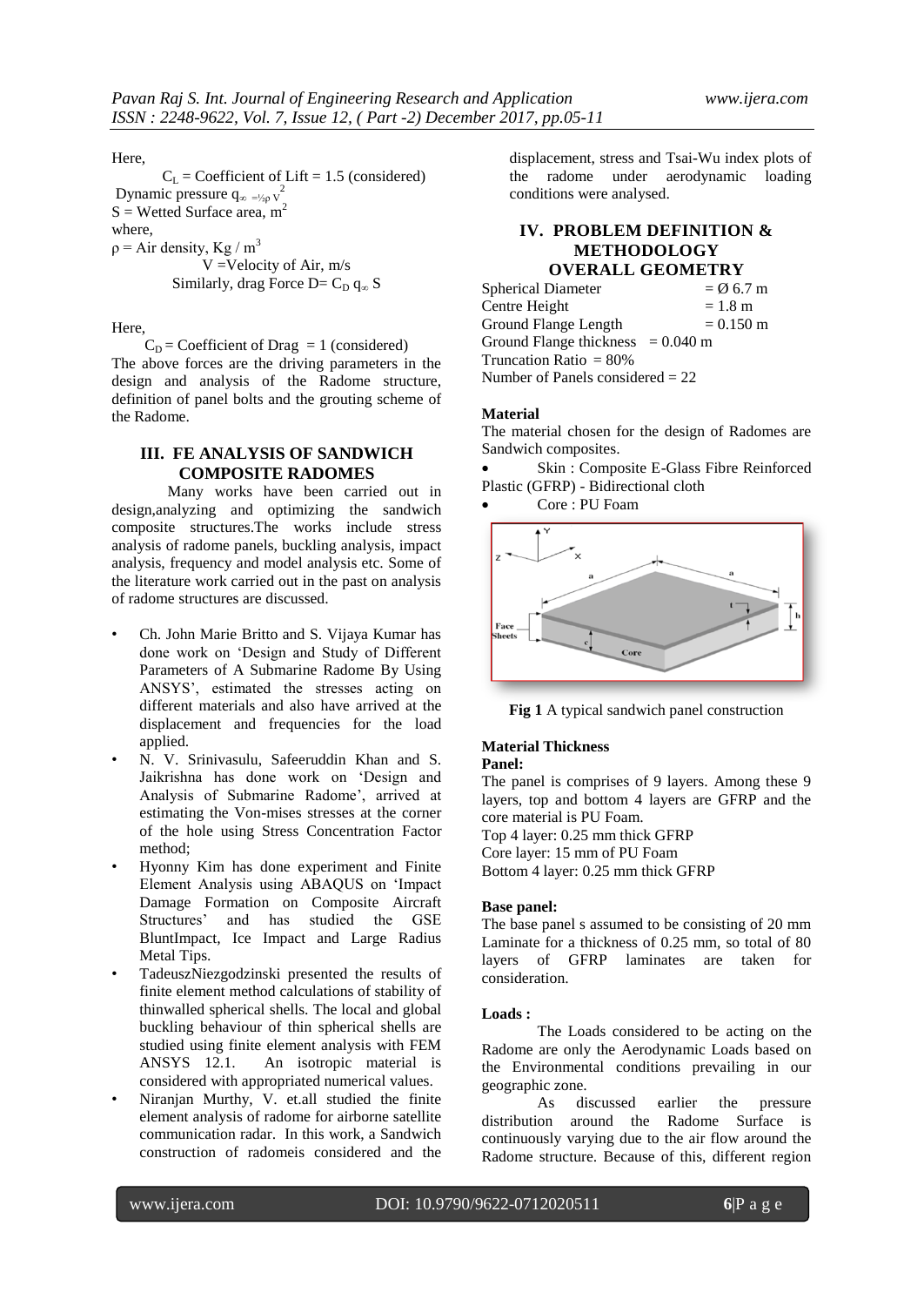Here,

$C_L$ = Coefficient of Lift = 1.5 (considered)

Dynamic pressure $q_\infty = ½\rho V^2$

S = Wetted Surface area, $m^2$

where,

$\rho$ = Air density, Kg / $m^3$

V =Velocity of Air, m/s

Similarly, drag Force D= $C_D\, q_\infty$ S

Here,

$C_D$ = Coefficient of Drag = 1 (considered)

The above forces are the driving parameters in the design and analysis of the Radome structure, definition of panel bolts and the grouting scheme of the Radome.

## III. FE ANALYSIS OF SANDWICH COMPOSITE RADOMES

Many works have been carried out in design,analyzing and optimizing the sandwich composite structures.The works include stress analysis of radome panels, buckling analysis, impact analysis, frequency and model analysis etc. Some of the literature work carried out in the past on analysis of radome structures are discussed.

- Ch. John Marie Britto and S. Vijaya Kumar has done work on 'Design and Study of Different Parameters of A Submarine Radome By Using ANSYS', estimated the stresses acting on different materials and also have arrived at the displacement and frequencies for the load applied.
- N. V. Srinivasulu, Safeeruddin Khan and S. Jaikrishna has done work on 'Design and Analysis of Submarine Radome', arrived at estimating the Von-mises stresses at the corner of the hole using Stress Concentration Factor method;
- Hyonny Kim has done experiment and Finite Element Analysis using ABAQUS on 'Impact Damage Formation on Composite Aircraft Structures' and has studied the GSE BluntImpact, Ice Impact and Large Radius Metal Tips.
- TadeuszNiezgodzinski presented the results of finite element method calculations of stability of thinwalled spherical shells. The local and global buckling behaviour of thin spherical shells are studied using finite element analysis with FEM ANSYS 12.1. An isotropic material is considered with appropriated numerical values.
- Niranjan Murthy, V. et.all studied the finite element analysis of radome for airborne satellite communication radar. In this work, a Sandwich construction of radomeis considered and the displacement, stress and Tsai-Wu index plots of the radome under aerodynamic loading conditions were analysed.

## IV. PROBLEM DEFINITION & METHODOLOGY

### OVERALL GEOMETRY

Spherical Diameter = Ø 6.7 m
Centre Height = 1.8 m
Ground Flange Length = 0.150 m
Ground Flange thickness = 0.040 m
Truncation Ratio = 80%
Number of Panels considered = 22

**Material**

The material chosen for the design of Radomes are Sandwich composites.

- Skin : Composite E-Glass Fibre Reinforced Plastic (GFRP) - Bidirectional cloth
- Core : PU Foam

**Fig 1** A typical sandwich panel construction

**Material Thickness**

**Panel:**

The panel is comprises of 9 layers. Among these 9 layers, top and bottom 4 layers are GFRP and the core material is PU Foam.

Top 4 layer: 0.25 mm thick GFRP
Core layer: 15 mm of PU Foam
Bottom 4 layer: 0.25 mm thick GFRP

**Base panel:**

The base panel s assumed to be consisting of 20 mm Laminate for a thickness of 0.25 mm, so total of 80 layers of GFRP laminates are taken for consideration.

**Loads :**

The Loads considered to be acting on the Radome are only the Aerodynamic Loads based on the Environmental conditions prevailing in our geographic zone.

As discussed earlier the pressure distribution around the Radome Surface is continuously varying due to the air flow around the Radome structure. Because of this, different region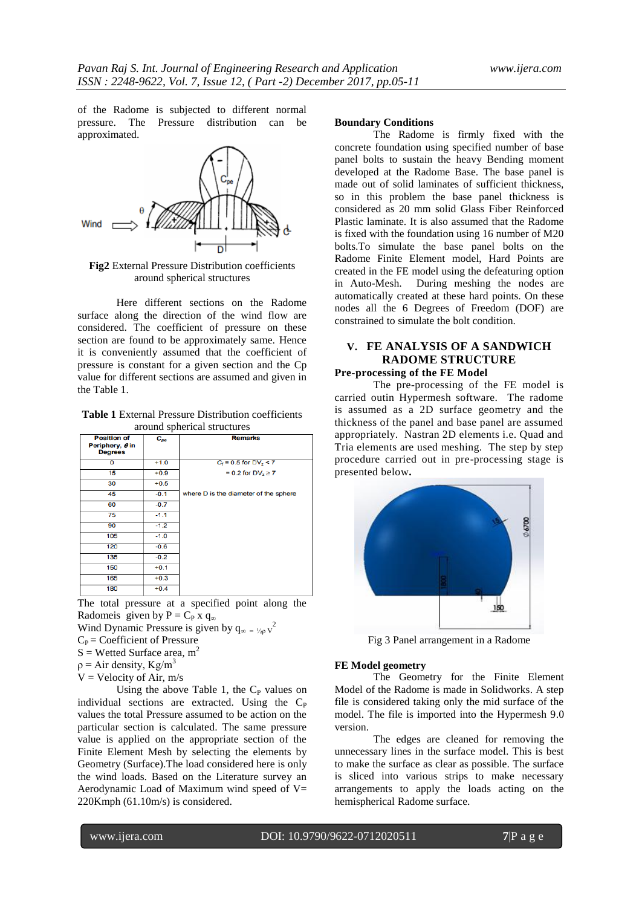of the Radome is subjected to different normal pressure. The Pressure distribution can be approximated.

**Fig2** External Pressure Distribution coefficients around spherical structures

Here different sections on the Radome surface along the direction of the wind flow are considered. The coefficient of pressure on these section are found to be approximately same. Hence it is conveniently assumed that the coefficient of pressure is constant for a given section and the Cp value for different sections are assumed and given in the Table 1.

**Table 1** External Pressure Distribution coefficients around spherical structures

| Position of Periphery, $\theta$ in Degrees | $C_{pe}$ | Remarks |
|---|---|---|
| 0 | +1.0 | $C_f$ = 0.5 for $DV_z$ < 7 |
| 15 | +0.9 | = 0.2 for $DV_z \geq 7$ |
| 30 | +0.5 | |
| 45 | -0.1 | where D is the diameter of the sphere |
| 60 | -0.7 | |
| 75 | -1.1 | |
| 90 | -1.2 | |
| 105 | -1.0 | |
| 120 | -0.6 | |
| 135 | -0.2 | |
| 150 | +0.1 | |
| 165 | +0.3 | |
| 180 | +0.4 | |

The total pressure at a specified point along the Radomeis given by $P = C_P \times q_\infty$

Wind Dynamic Pressure is given by $q_\infty = \frac{1}{2}\rho V^2$

$C_P$ = Coefficient of Pressure

S = Wetted Surface area, $m^2$

$\rho$ = Air density, $Kg/m^3$

V = Velocity of Air, m/s

Using the above Table 1, the $C_P$ values on individual sections are extracted. Using the $C_P$ values the total Pressure assumed to be action on the particular section is calculated. The same pressure value is applied on the appropriate section of the Finite Element Mesh by selecting the elements by Geometry (Surface).The load considered here is only the wind loads. Based on the Literature survey an Aerodynamic Load of Maximum wind speed of V= 220Kmph (61.10m/s) is considered.

**Boundary Conditions**

The Radome is firmly fixed with the concrete foundation using specified number of base panel bolts to sustain the heavy Bending moment developed at the Radome Base. The base panel is made out of solid laminates of sufficient thickness, so in this problem the base panel thickness is considered as 20 mm solid Glass Fiber Reinforced Plastic laminate. It is also assumed that the Radome is fixed with the foundation using 16 number of M20 bolts.To simulate the base panel bolts on the Radome Finite Element model, Hard Points are created in the FE model using the defeaturing option in Auto-Mesh. During meshing the nodes are automatically created at these hard points. On these nodes all the 6 Degrees of Freedom (DOF) are constrained to simulate the bolt condition.

## V. FE ANALYSIS OF A SANDWICH RADOME STRUCTURE

**Pre-processing of the FE Model**

The pre-processing of the FE model is carried outin Hypermesh software. The radome is assumed as a 2D surface geometry and the thickness of the panel and base panel are assumed appropriately. Nastran 2D elements i.e. Quad and Tria elements are used meshing. The step by step procedure carried out in pre-processing stage is presented below**.**

Fig 3 Panel arrangement in a Radome

**FE Model geometry**

The Geometry for the Finite Element Model of the Radome is made in Solidworks. A step file is considered taking only the mid surface of the model. The file is imported into the Hypermesh 9.0 version.

The edges are cleaned for removing the unnecessary lines in the surface model. This is best to make the surface as clear as possible. The surface is sliced into various strips to make necessary arrangements to apply the loads acting on the hemispherical Radome surface.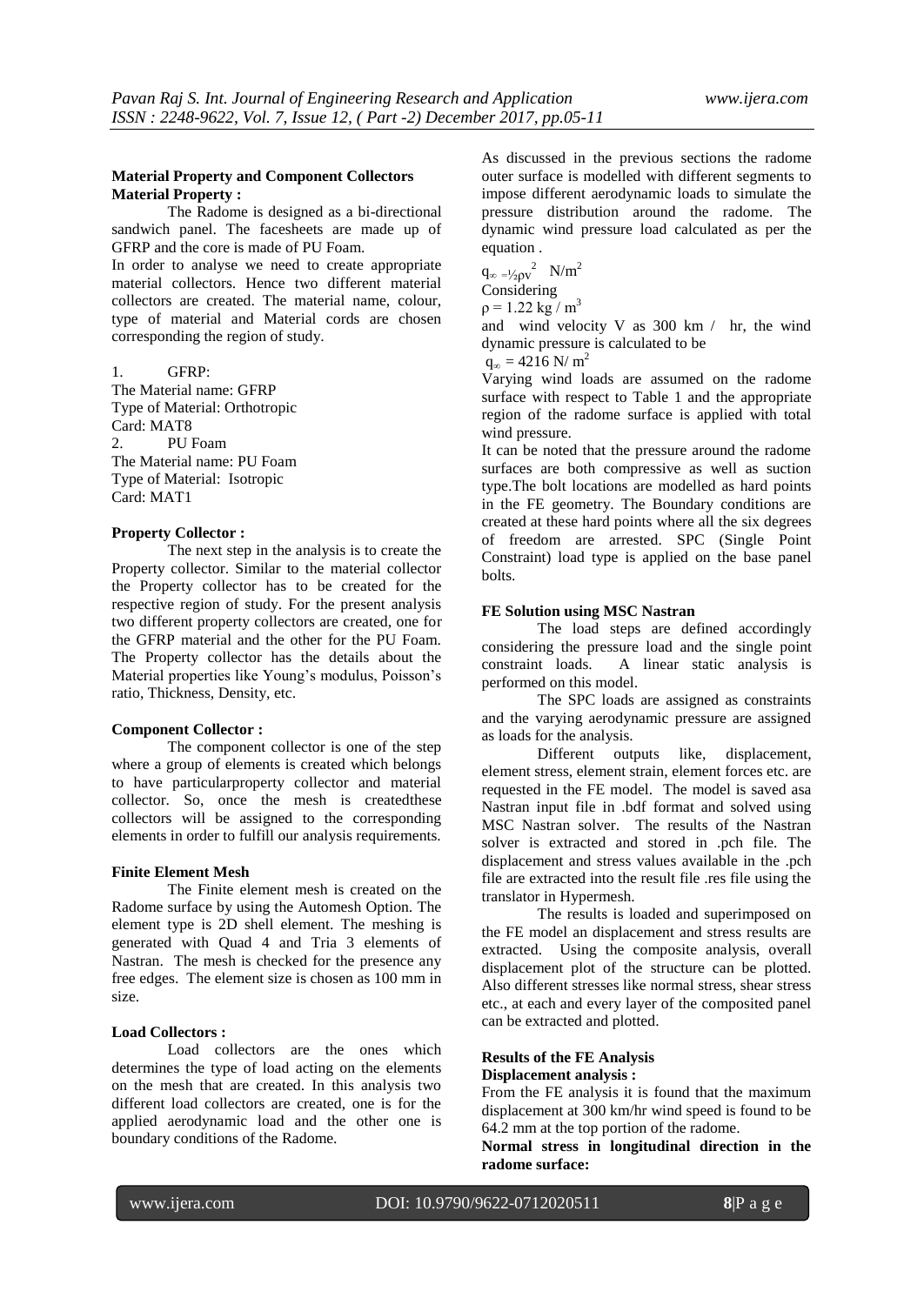**Material Property and Component Collectors**

**Material Property :**

The Radome is designed as a bi-directional sandwich panel. The facesheets are made up of GFRP and the core is made of PU Foam.

In order to analyse we need to create appropriate material collectors. Hence two different material collectors are created. The material name, colour, type of material and Material cords are chosen corresponding the region of study.

1. GFRP:

The Material name: GFRP
Type of Material: Orthotropic
Card: MAT8

2. PU Foam

The Material name: PU Foam
Type of Material: Isotropic
Card: MAT1

**Property Collector :**

The next step in the analysis is to create the Property collector. Similar to the material collector the Property collector has to be created for the respective region of study. For the present analysis two different property collectors are created, one for the GFRP material and the other for the PU Foam. The Property collector has the details about the Material properties like Young's modulus, Poisson's ratio, Thickness, Density, etc.

**Component Collector :**

The component collector is one of the step where a group of elements is created which belongs to have particularproperty collector and material collector. So, once the mesh is createdthese collectors will be assigned to the corresponding elements in order to fulfill our analysis requirements.

**Finite Element Mesh**

The Finite element mesh is created on the Radome surface by using the Automesh Option. The element type is 2D shell element. The meshing is generated with Quad 4 and Tria 3 elements of Nastran. The mesh is checked for the presence any free edges. The element size is chosen as 100 mm in size.

**Load Collectors :**

Load collectors are the ones which determines the type of load acting on the elements on the mesh that are created. In this analysis two different load collectors are created, one is for the applied aerodynamic load and the other one is boundary conditions of the Radome.

As discussed in the previous sections the radome outer surface is modelled with different segments to impose different aerodynamic loads to simulate the pressure distribution around the radome. The dynamic wind pressure load calculated as per the equation .

$q_{\infty} = \frac{1}{2}\rho v^2$ N/m$^2$

Considering

$\rho = 1.22$ kg / m$^3$

and wind velocity V as 300 km / hr, the wind dynamic pressure is calculated to be

$q_{\infty} = 4216$ N/ m$^2$

Varying wind loads are assumed on the radome surface with respect to Table 1 and the appropriate region of the radome surface is applied with total wind pressure.

It can be noted that the pressure around the radome surfaces are both compressive as well as suction type.The bolt locations are modelled as hard points in the FE geometry. The Boundary conditions are created at these hard points where all the six degrees of freedom are arrested. SPC (Single Point Constraint) load type is applied on the base panel bolts.

**FE Solution using MSC Nastran**

The load steps are defined accordingly considering the pressure load and the single point constraint loads. A linear static analysis is performed on this model.

The SPC loads are assigned as constraints and the varying aerodynamic pressure are assigned as loads for the analysis.

Different outputs like, displacement, element stress, element strain, element forces etc. are requested in the FE model. The model is saved asa Nastran input file in .bdf format and solved using MSC Nastran solver. The results of the Nastran solver is extracted and stored in .pch file. The displacement and stress values available in the .pch file are extracted into the result file .res file using the translator in Hypermesh.

The results is loaded and superimposed on the FE model an displacement and stress results are extracted. Using the composite analysis, overall displacement plot of the structure can be plotted. Also different stresses like normal stress, shear stress etc., at each and every layer of the composited panel can be extracted and plotted.

**Results of the FE Analysis**

**Displacement analysis :**

From the FE analysis it is found that the maximum displacement at 300 km/hr wind speed is found to be 64.2 mm at the top portion of the radome.

**Normal stress in longitudinal direction in the radome surface:**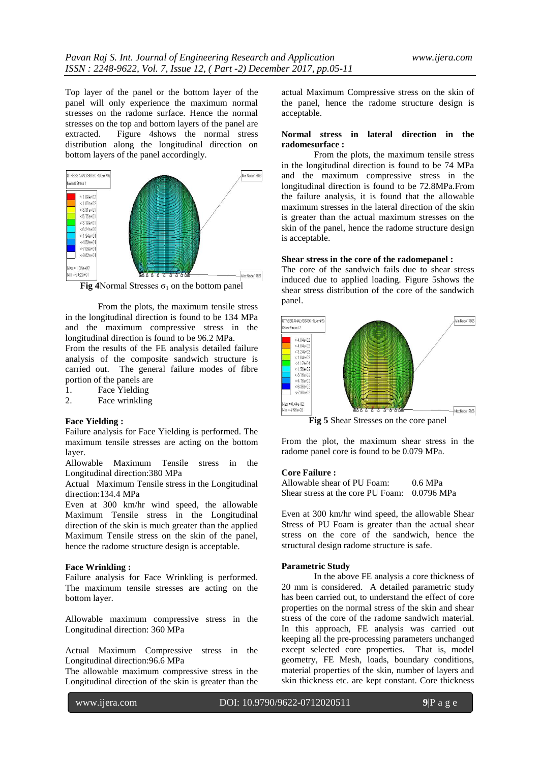Top layer of the panel or the bottom layer of the panel will only experience the maximum normal stresses on the radome surface. Hence the normal stresses on the top and bottom layers of the panel are extracted. Figure 4shows the normal stress distribution along the longitudinal direction on bottom layers of the panel accordingly.

**Fig 4**Normal Stresses $\sigma_1$ on the bottom panel

From the plots, the maximum tensile stress in the longitudinal direction is found to be 134 MPa and the maximum compressive stress in the longitudinal direction is found to be 96.2 MPa.

From the results of the FE analysis detailed failure analysis of the composite sandwich structure is carried out. The general failure modes of fibre portion of the panels are

1. Face Yielding
2. Face wrinkling

**Face Yielding :**

Failure analysis for Face Yielding is performed. The maximum tensile stresses are acting on the bottom layer.

Allowable Maximum Tensile stress in the Longitudinal direction:380 MPa

Actual Maximum Tensile stress in the Longitudinal direction:134.4 MPa

Even at 300 km/hr wind speed, the allowable Maximum Tensile stress in the Longitudinal direction of the skin is much greater than the applied Maximum Tensile stress on the skin of the panel, hence the radome structure design is acceptable.

**Face Wrinkling :**

Failure analysis for Face Wrinkling is performed. The maximum tensile stresses are acting on the bottom layer.

Allowable maximum compressive stress in the Longitudinal direction: 360 MPa

Actual Maximum Compressive stress in the Longitudinal direction:96.6 MPa

The allowable maximum compressive stress in the Longitudinal direction of the skin is greater than the actual Maximum Compressive stress on the skin of the panel, hence the radome structure design is acceptable.

**Normal stress in lateral direction in the radomesurface :**

From the plots, the maximum tensile stress in the longitudinal direction is found to be 74 MPa and the maximum compressive stress in the longitudinal direction is found to be 72.8MPa.From the failure analysis, it is found that the allowable maximum stresses in the lateral direction of the skin is greater than the actual maximum stresses on the skin of the panel, hence the radome structure design is acceptable.

**Shear stress in the core of the radomepanel :**

The core of the sandwich fails due to shear stress induced due to applied loading. Figure 5shows the shear stress distribution of the core of the sandwich panel.

**Fig 5** Shear Stresses on the core panel

From the plot, the maximum shear stress in the radome panel core is found to be 0.079 MPa.

**Core Failure :**

Allowable shear of PU Foam: 0.6 MPa
Shear stress at the core PU Foam: 0.0796 MPa

Even at 300 km/hr wind speed, the allowable Shear Stress of PU Foam is greater than the actual shear stress on the core of the sandwich, hence the structural design radome structure is safe.

**Parametric Study**

In the above FE analysis a core thickness of 20 mm is considered. A detailed parametric study has been carried out, to understand the effect of core properties on the normal stress of the skin and shear stress of the core of the radome sandwich material. In this approach, FE analysis was carried out keeping all the pre-processing parameters unchanged except selected core properties. That is, model geometry, FE Mesh, loads, boundary conditions, material properties of the skin, number of layers and skin thickness etc. are kept constant. Core thickness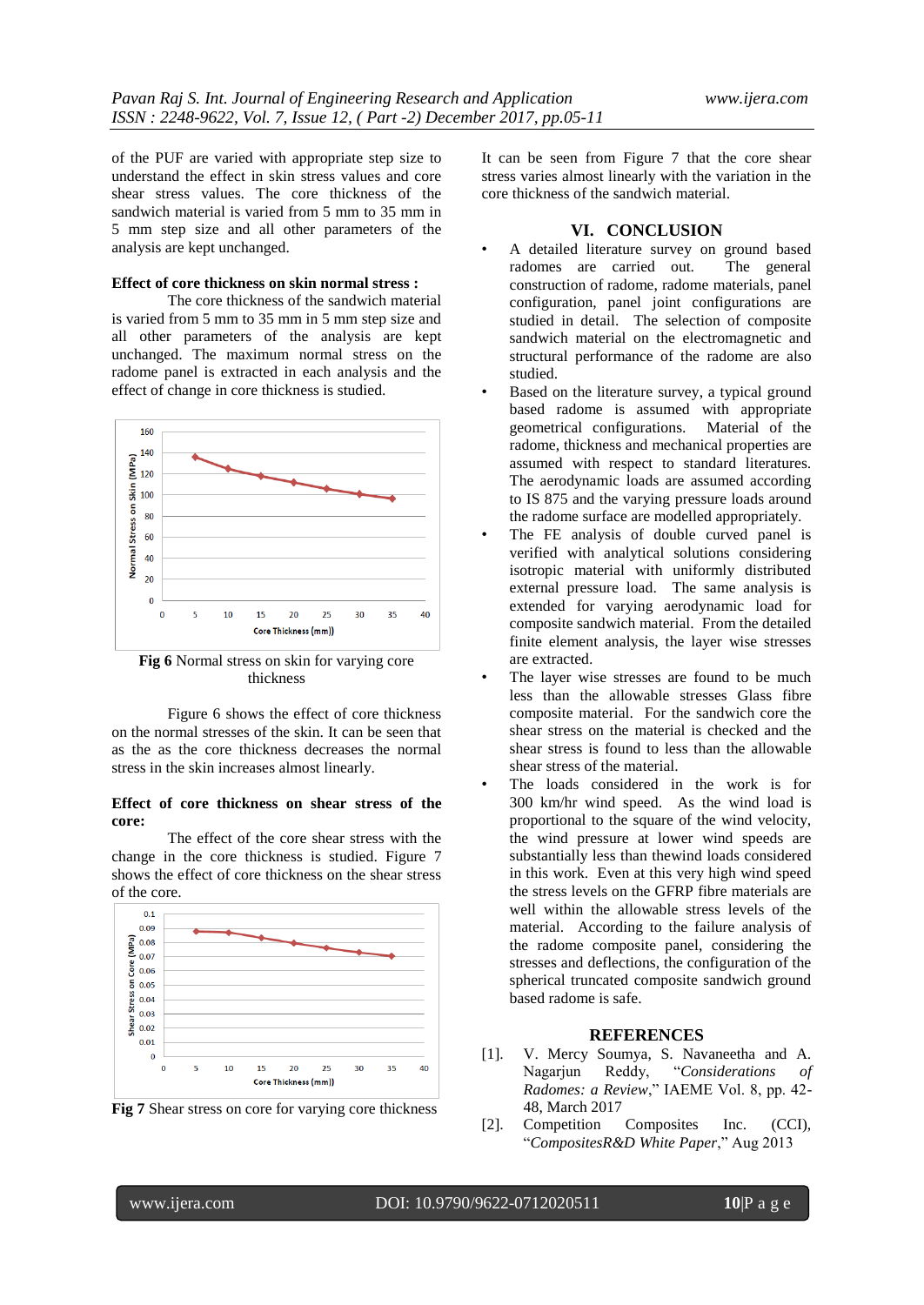of the PUF are varied with appropriate step size to understand the effect in skin stress values and core shear stress values. The core thickness of the sandwich material is varied from 5 mm to 35 mm in 5 mm step size and all other parameters of the analysis are kept unchanged.

**Effect of core thickness on skin normal stress :**

The core thickness of the sandwich material is varied from 5 mm to 35 mm in 5 mm step size and all other parameters of the analysis are kept unchanged. The maximum normal stress on the radome panel is extracted in each analysis and the effect of change in core thickness is studied.

**Fig 6** Normal stress on skin for varying core thickness

Figure 6 shows the effect of core thickness on the normal stresses of the skin. It can be seen that as the core thickness decreases the normal stress in the skin increases almost linearly.

**Effect of core thickness on shear stress of the core:**

The effect of the core shear stress with the change in the core thickness is studied. Figure 7 shows the effect of core thickness on the shear stress of the core.

**Fig 7** Shear stress on core for varying core thickness

It can be seen from Figure 7 that the core shear stress varies almost linearly with the variation in the core thickness of the sandwich material.

## VI. CONCLUSION

- A detailed literature survey on ground based radomes are carried out. The general construction of radome, radome materials, panel configuration, panel joint configurations are studied in detail. The selection of composite sandwich material on the electromagnetic and structural performance of the radome are also studied.
- Based on the literature survey, a typical ground based radome is assumed with appropriate geometrical configurations. Material of the radome, thickness and mechanical properties are assumed with respect to standard literatures. The aerodynamic loads are assumed according to IS 875 and the varying pressure loads around the radome surface are modelled appropriately.
- The FE analysis of double curved panel is verified with analytical solutions considering isotropic material with uniformly distributed external pressure load. The same analysis is extended for varying aerodynamic load for composite sandwich material. From the detailed finite element analysis, the layer wise stresses are extracted.
- The layer wise stresses are found to be much less than the allowable stresses Glass fibre composite material. For the sandwich core the shear stress on the material is checked and the shear stress is found to less than the allowable shear stress of the material.
- The loads considered in the work is for 300 km/hr wind speed. As the wind load is proportional to the square of the wind velocity, the wind pressure at lower wind speeds are substantially less than thewind loads considered in this work. Even at this very high wind speed the stress levels on the GFRP fibre materials are well within the allowable stress levels of the material. According to the failure analysis of the radome composite panel, considering the stresses and deflections, the configuration of the spherical truncated composite sandwich ground based radome is safe.

## REFERENCES

[1]. V. Mercy Soumya, S. Navaneetha and A. Nagarjun Reddy, "*Considerations of Radomes: a Review*," IAEME Vol. 8, pp. 42-48, March 2017

[2]. Competition Composites Inc. (CCI), "*CompositesR&D White Paper*," Aug 2013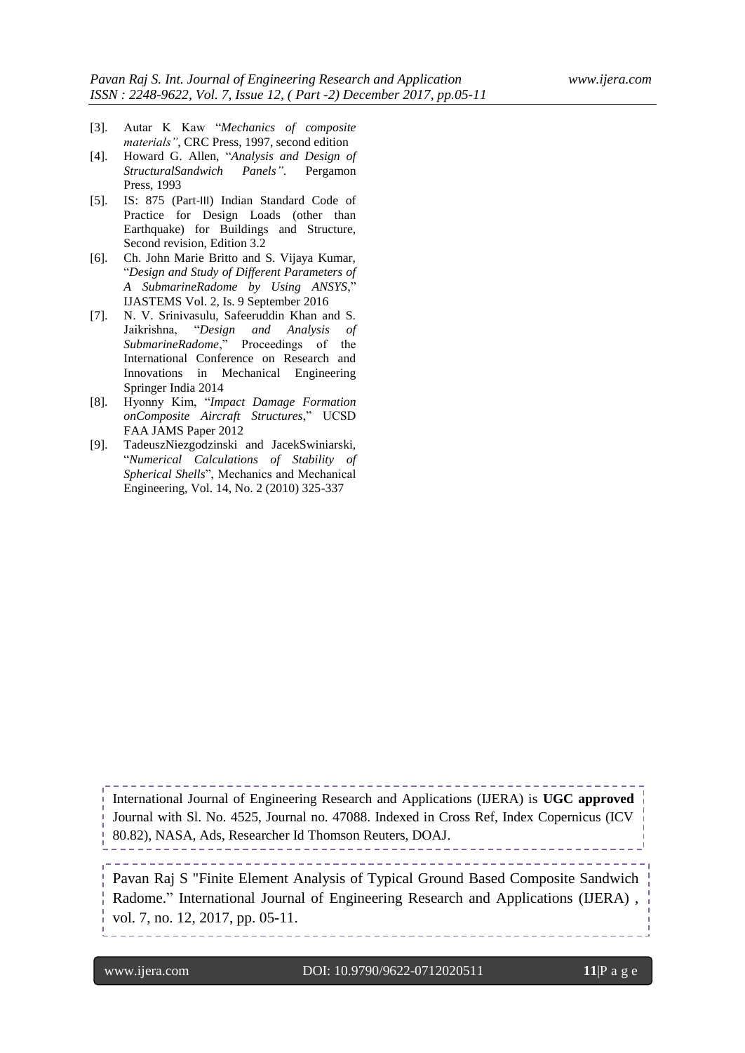[3]. Autar K Kaw "*Mechanics of composite materials"*, CRC Press, 1997, second edition

[4]. Howard G. Allen, "*Analysis and Design of StructuralSandwich Panels"*. Pergamon Press, 1993

[5]. IS: 875 (Part-III) Indian Standard Code of Practice for Design Loads (other than Earthquake) for Buildings and Structure, Second revision, Edition 3.2

[6]. Ch. John Marie Britto and S. Vijaya Kumar, "*Design and Study of Different Parameters of A SubmarineRadome by Using ANSYS*," IJASTEMS Vol. 2, Is. 9 September 2016

[7]. N. V. Srinivasulu, Safeeruddin Khan and S. Jaikrishna, "*Design and Analysis of SubmarineRadome*," Proceedings of the International Conference on Research and Innovations in Mechanical Engineering Springer India 2014

[8]. Hyonny Kim, "*Impact Damage Formation onComposite Aircraft Structures*," UCSD FAA JAMS Paper 2012

[9]. TadeuszNiezgodzinski and JacekSwiniarski, "*Numerical Calculations of Stability of Spherical Shells*", Mechanics and Mechanical Engineering, Vol. 14, No. 2 (2010) 325-337

International Journal of Engineering Research and Applications (IJERA) is **UGC approved** Journal with Sl. No. 4525, Journal no. 47088. Indexed in Cross Ref, Index Copernicus (ICV 80.82), NASA, Ads, Researcher Id Thomson Reuters, DOAJ.

Pavan Raj S "Finite Element Analysis of Typical Ground Based Composite Sandwich Radome." International Journal of Engineering Research and Applications (IJERA) , vol. 7, no. 12, 2017, pp. 05-11.